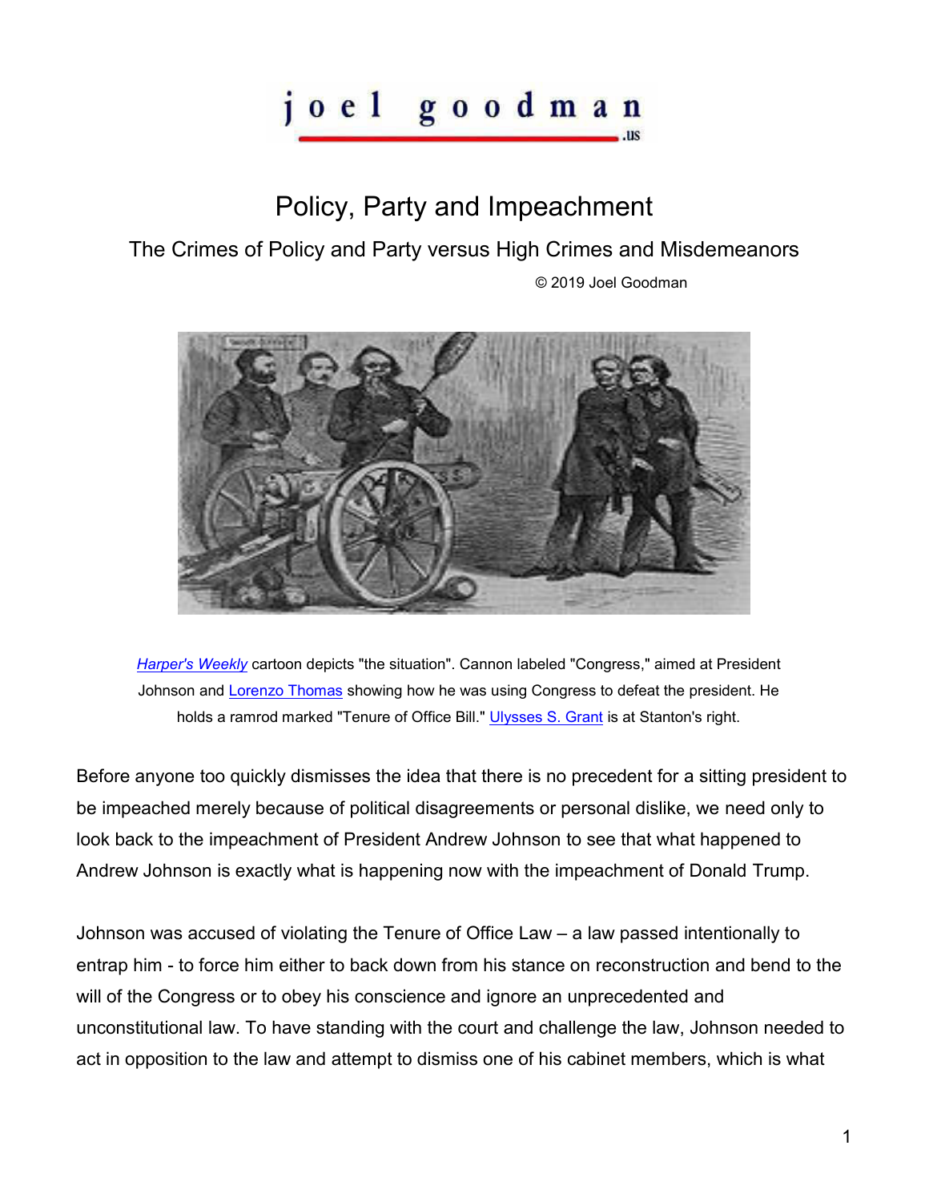# Policy, Party and Impeachment

## The Crimes of Policy and Party versus High Crimes and Misdemeanors

© 2019 Joel Goodman

*Harper's Weekly* cartoon depicts "the situation". Cannon labeled "Congress," aimed at President Johnson and Lorenzo Thomas showing how he was using Congress to defeat the president. He holds a ramrod marked "Tenure of Office Bill." Ulysses S. Grant is at Stanton's right.

Before anyone too quickly dismisses the idea that there is no precedent for a sitting president to be impeached merely because of political disagreements or personal dislike, we need only to look back to the impeachment of President Andrew Johnson to see that what happened to Andrew Johnson is exactly what is happening now with the impeachment of Donald Trump.

Johnson was accused of violating the Tenure of Office Law – a law passed intentionally to entrap him - to force him either to back down from his stance on reconstruction and bend to the will of the Congress or to obey his conscience and ignore an unprecedented and unconstitutional law. To have standing with the court and challenge the law, Johnson needed to act in opposition to the law and attempt to dismiss one of his cabinet members, which is what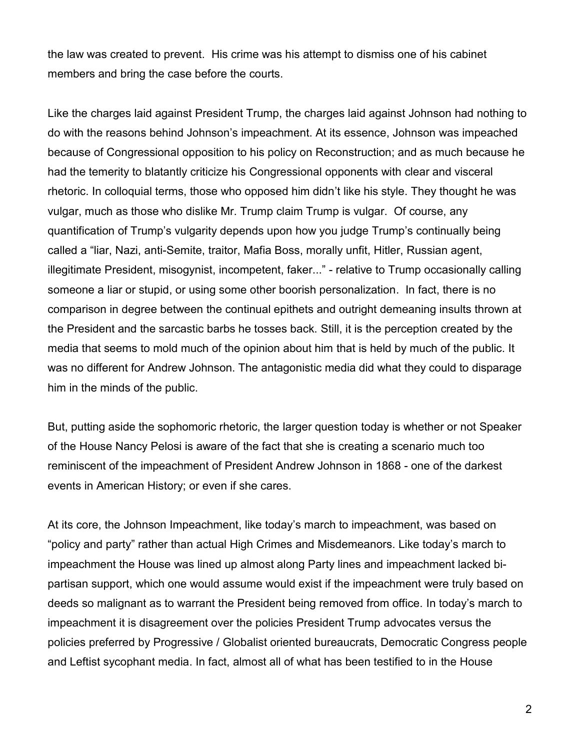the law was created to prevent. His crime was his attempt to dismiss one of his cabinet members and bring the case before the courts.

Like the charges laid against President Trump, the charges laid against Johnson had nothing to do with the reasons behind Johnson's impeachment. At its essence, Johnson was impeached because of Congressional opposition to his policy on Reconstruction; and as much because he had the temerity to blatantly criticize his Congressional opponents with clear and visceral rhetoric. In colloquial terms, those who opposed him didn't like his style. They thought he was vulgar, much as those who dislike Mr. Trump claim Trump is vulgar. Of course, any quantification of Trump's vulgarity depends upon how you judge Trump's continually being called a "liar, Nazi, anti-Semite, traitor, Mafia Boss, morally unfit, Hitler, Russian agent, illegitimate President, misogynist, incompetent, faker..." - relative to Trump occasionally calling someone a liar or stupid, or using some other boorish personalization. In fact, there is no comparison in degree between the continual epithets and outright demeaning insults thrown at the President and the sarcastic barbs he tosses back. Still, it is the perception created by the media that seems to mold much of the opinion about him that is held by much of the public. It was no different for Andrew Johnson. The antagonistic media did what they could to disparage him in the minds of the public.

But, putting aside the sophomoric rhetoric, the larger question today is whether or not Speaker of the House Nancy Pelosi is aware of the fact that she is creating a scenario much too reminiscent of the impeachment of President Andrew Johnson in 1868 - one of the darkest events in American History; or even if she cares.

At its core, the Johnson Impeachment, like today's march to impeachment, was based on "policy and party" rather than actual High Crimes and Misdemeanors. Like today's march to impeachment the House was lined up almost along Party lines and impeachment lacked bi-partisan support, which one would assume would exist if the impeachment were truly based on deeds so malignant as to warrant the President being removed from office. In today's march to impeachment it is disagreement over the policies President Trump advocates versus the policies preferred by Progressive / Globalist oriented bureaucrats, Democratic Congress people and Leftist sycophant media. In fact, almost all of what has been testified to in the House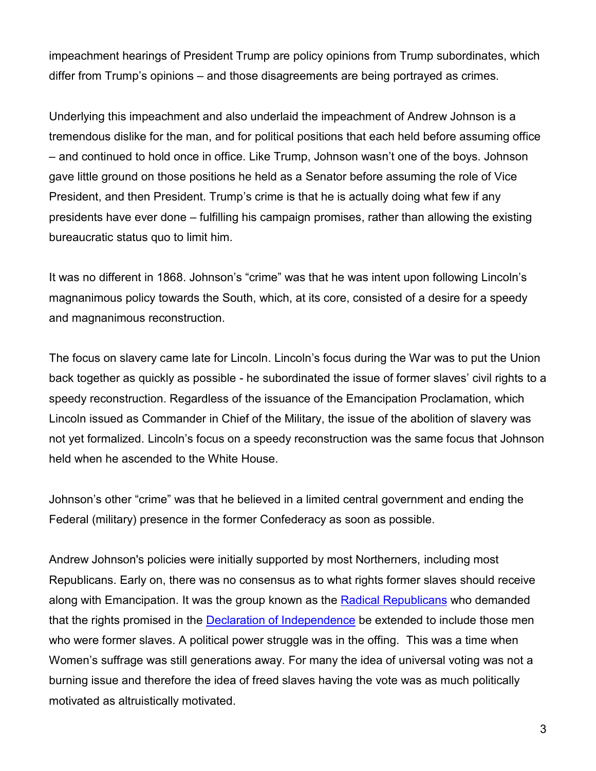impeachment hearings of President Trump are policy opinions from Trump subordinates, which differ from Trump's opinions – and those disagreements are being portrayed as crimes.

Underlying this impeachment and also underlaid the impeachment of Andrew Johnson is a tremendous dislike for the man, and for political positions that each held before assuming office – and continued to hold once in office. Like Trump, Johnson wasn't one of the boys. Johnson gave little ground on those positions he held as a Senator before assuming the role of Vice President, and then President. Trump's crime is that he is actually doing what few if any presidents have ever done – fulfilling his campaign promises, rather than allowing the existing bureaucratic status quo to limit him.

It was no different in 1868. Johnson's "crime" was that he was intent upon following Lincoln's magnanimous policy towards the South, which, at its core, consisted of a desire for a speedy and magnanimous reconstruction.

The focus on slavery came late for Lincoln. Lincoln's focus during the War was to put the Union back together as quickly as possible - he subordinated the issue of former slaves' civil rights to a speedy reconstruction. Regardless of the issuance of the Emancipation Proclamation, which Lincoln issued as Commander in Chief of the Military, the issue of the abolition of slavery was not yet formalized. Lincoln's focus on a speedy reconstruction was the same focus that Johnson held when he ascended to the White House.

Johnson's other "crime" was that he believed in a limited central government and ending the Federal (military) presence in the former Confederacy as soon as possible.

Andrew Johnson's policies were initially supported by most Northerners, including most Republicans. Early on, there was no consensus as to what rights former slaves should receive along with Emancipation. It was the group known as the Radical Republicans who demanded that the rights promised in the Declaration of Independence be extended to include those men who were former slaves. A political power struggle was in the offing. This was a time when Women's suffrage was still generations away. For many the idea of universal voting was not a burning issue and therefore the idea of freed slaves having the vote was as much politically motivated as altruistically motivated.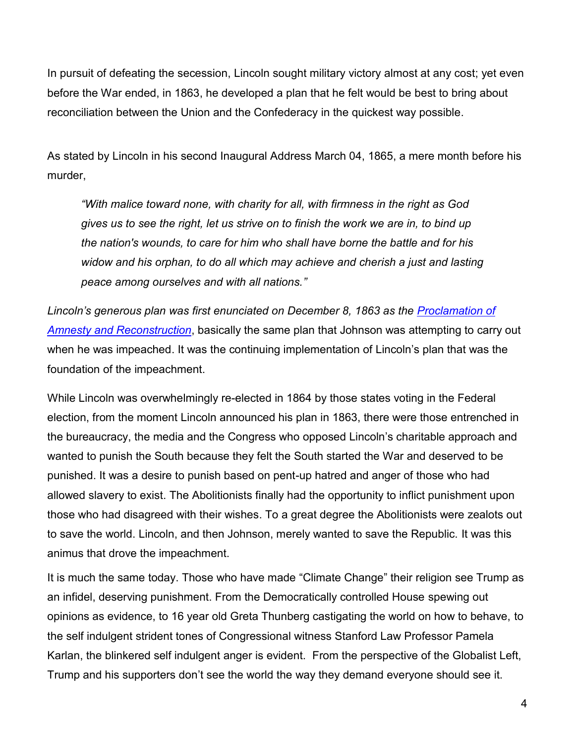In pursuit of defeating the secession, Lincoln sought military victory almost at any cost; yet even before the War ended, in 1863, he developed a plan that he felt would be best to bring about reconciliation between the Union and the Confederacy in the quickest way possible.

As stated by Lincoln in his second Inaugural Address March 04, 1865, a mere month before his murder,

> *"With malice toward none, with charity for all, with firmness in the right as God gives us to see the right, let us strive on to finish the work we are in, to bind up the nation's wounds, to care for him who shall have borne the battle and for his widow and his orphan, to do all which may achieve and cherish a just and lasting peace among ourselves and with all nations."*

*Lincoln's generous plan was first enunciated on December 8, 1863 as the [Proclamation of Amnesty and Reconstruction](),* basically the same plan that Johnson was attempting to carry out when he was impeached. It was the continuing implementation of Lincoln's plan that was the foundation of the impeachment.

While Lincoln was overwhelmingly re-elected in 1864 by those states voting in the Federal election, from the moment Lincoln announced his plan in 1863, there were those entrenched in the bureaucracy, the media and the Congress who opposed Lincoln's charitable approach and wanted to punish the South because they felt the South started the War and deserved to be punished. It was a desire to punish based on pent-up hatred and anger of those who had allowed slavery to exist. The Abolitionists finally had the opportunity to inflict punishment upon those who had disagreed with their wishes. To a great degree the Abolitionists were zealots out to save the world. Lincoln, and then Johnson, merely wanted to save the Republic. It was this animus that drove the impeachment.

It is much the same today. Those who have made "Climate Change" their religion see Trump as an infidel, deserving punishment. From the Democratically controlled House spewing out opinions as evidence, to 16 year old Greta Thunberg castigating the world on how to behave, to the self indulgent strident tones of Congressional witness Stanford Law Professor Pamela Karlan, the blinkered self indulgent anger is evident. From the perspective of the Globalist Left, Trump and his supporters don't see the world the way they demand everyone should see it.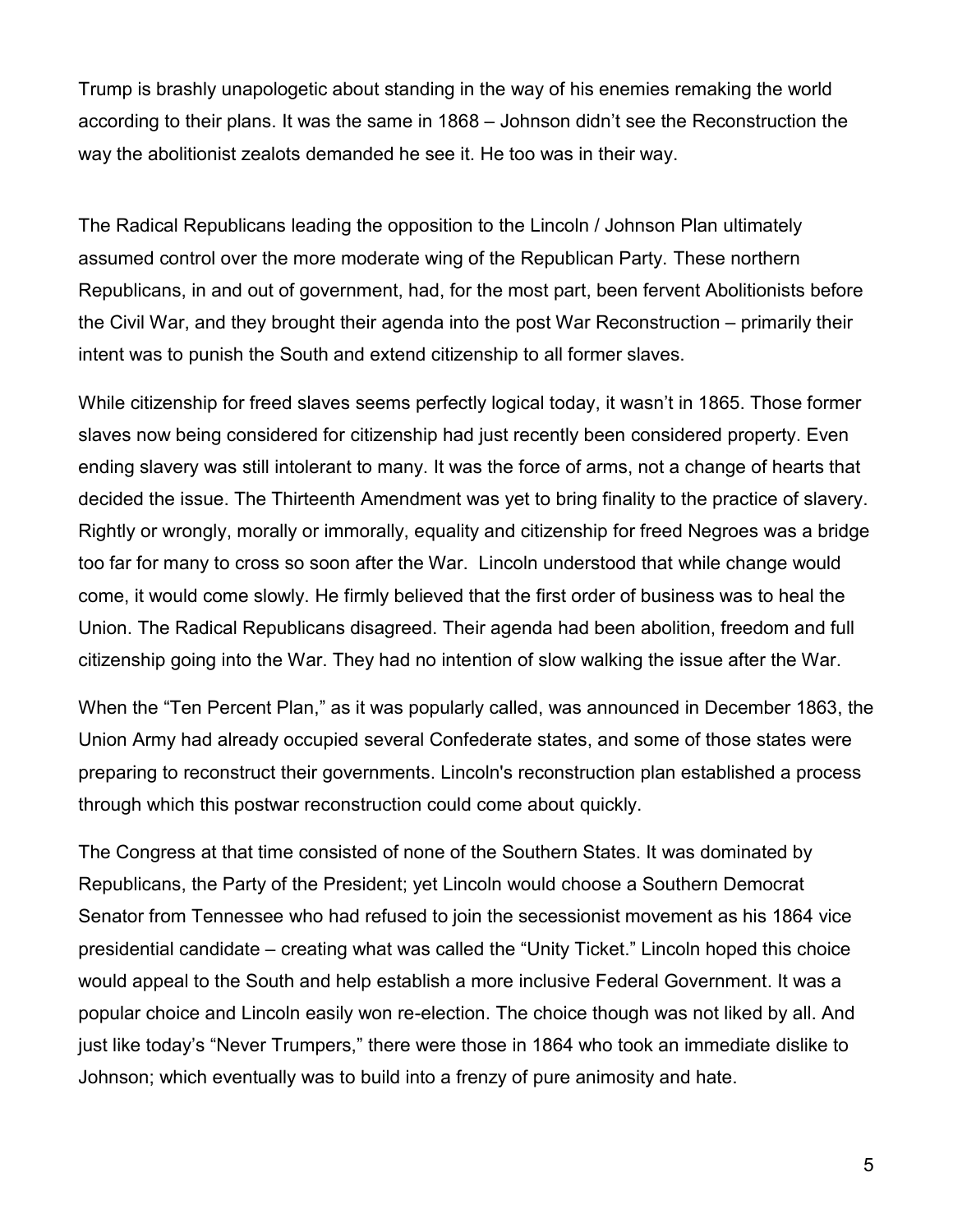Trump is brashly unapologetic about standing in the way of his enemies remaking the world according to their plans. It was the same in 1868 – Johnson didn't see the Reconstruction the way the abolitionist zealots demanded he see it. He too was in their way.

The Radical Republicans leading the opposition to the Lincoln / Johnson Plan ultimately assumed control over the more moderate wing of the Republican Party. These northern Republicans, in and out of government, had, for the most part, been fervent Abolitionists before the Civil War, and they brought their agenda into the post War Reconstruction – primarily their intent was to punish the South and extend citizenship to all former slaves.

While citizenship for freed slaves seems perfectly logical today, it wasn't in 1865. Those former slaves now being considered for citizenship had just recently been considered property. Even ending slavery was still intolerant to many. It was the force of arms, not a change of hearts that decided the issue. The Thirteenth Amendment was yet to bring finality to the practice of slavery. Rightly or wrongly, morally or immorally, equality and citizenship for freed Negroes was a bridge too far for many to cross so soon after the War. Lincoln understood that while change would come, it would come slowly. He firmly believed that the first order of business was to heal the Union. The Radical Republicans disagreed. Their agenda had been abolition, freedom and full citizenship going into the War. They had no intention of slow walking the issue after the War.

When the "Ten Percent Plan," as it was popularly called, was announced in December 1863, the Union Army had already occupied several Confederate states, and some of those states were preparing to reconstruct their governments. Lincoln's reconstruction plan established a process through which this postwar reconstruction could come about quickly.

The Congress at that time consisted of none of the Southern States. It was dominated by Republicans, the Party of the President; yet Lincoln would choose a Southern Democrat Senator from Tennessee who had refused to join the secessionist movement as his 1864 vice presidential candidate – creating what was called the "Unity Ticket." Lincoln hoped this choice would appeal to the South and help establish a more inclusive Federal Government. It was a popular choice and Lincoln easily won re-election. The choice though was not liked by all. And just like today's "Never Trumpers," there were those in 1864 who took an immediate dislike to Johnson; which eventually was to build into a frenzy of pure animosity and hate.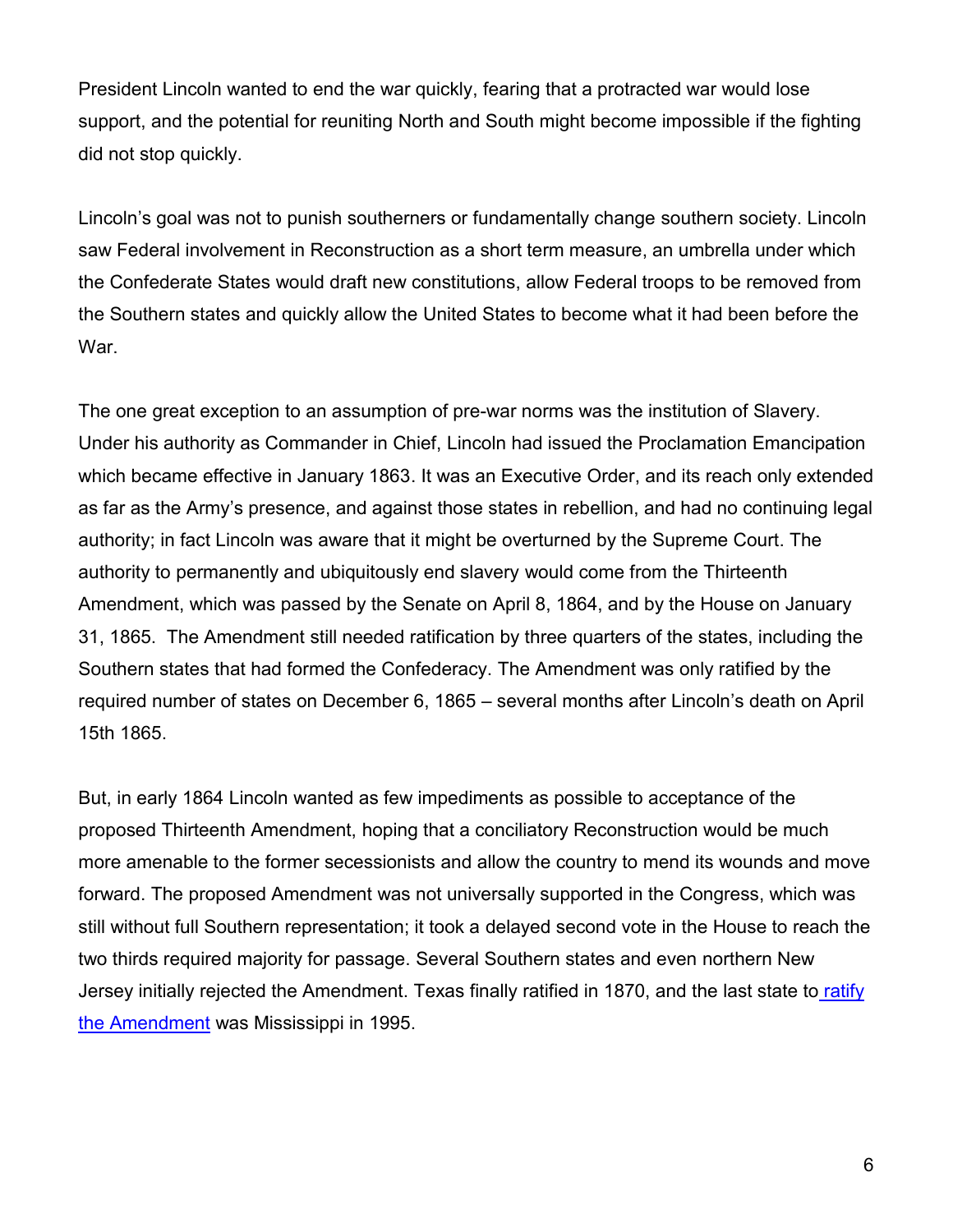President Lincoln wanted to end the war quickly, fearing that a protracted war would lose support, and the potential for reuniting North and South might become impossible if the fighting did not stop quickly.

Lincoln's goal was not to punish southerners or fundamentally change southern society. Lincoln saw Federal involvement in Reconstruction as a short term measure, an umbrella under which the Confederate States would draft new constitutions, allow Federal troops to be removed from the Southern states and quickly allow the United States to become what it had been before the War.

The one great exception to an assumption of pre-war norms was the institution of Slavery. Under his authority as Commander in Chief, Lincoln had issued the Proclamation Emancipation which became effective in January 1863. It was an Executive Order, and its reach only extended as far as the Army's presence, and against those states in rebellion, and had no continuing legal authority; in fact Lincoln was aware that it might be overturned by the Supreme Court. The authority to permanently and ubiquitously end slavery would come from the Thirteenth Amendment, which was passed by the Senate on April 8, 1864, and by the House on January 31, 1865. The Amendment still needed ratification by three quarters of the states, including the Southern states that had formed the Confederacy. The Amendment was only ratified by the required number of states on December 6, 1865 – several months after Lincoln's death on April 15th 1865.

But, in early 1864 Lincoln wanted as few impediments as possible to acceptance of the proposed Thirteenth Amendment, hoping that a conciliatory Reconstruction would be much more amenable to the former secessionists and allow the country to mend its wounds and move forward. The proposed Amendment was not universally supported in the Congress, which was still without full Southern representation; it took a delayed second vote in the House to reach the two thirds required majority for passage. Several Southern states and even northern New Jersey initially rejected the Amendment. Texas finally ratified in 1870, and the last state to ratify the Amendment was Mississippi in 1995.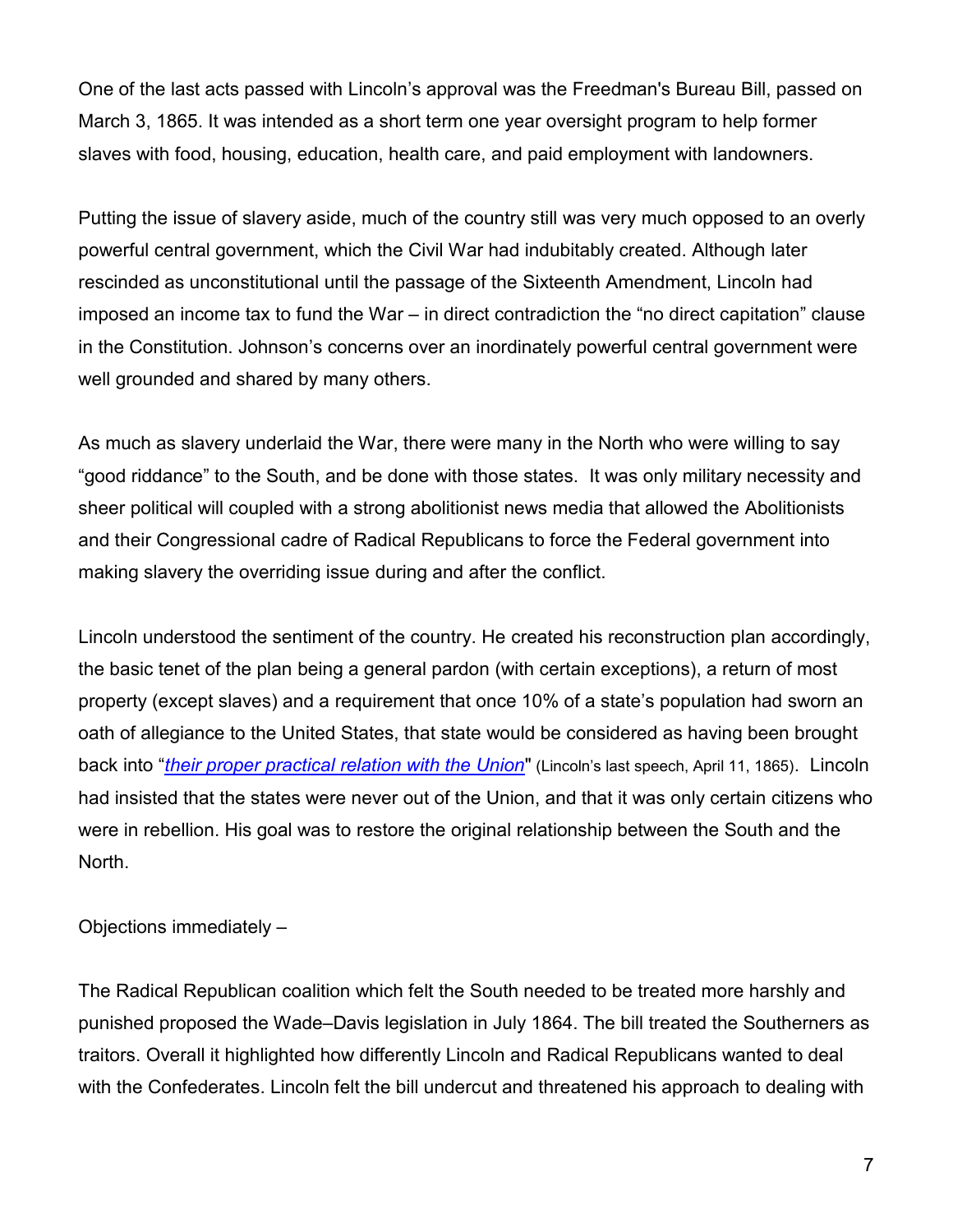One of the last acts passed with Lincoln's approval was the Freedman's Bureau Bill, passed on March 3, 1865. It was intended as a short term one year oversight program to help former slaves with food, housing, education, health care, and paid employment with landowners.

Putting the issue of slavery aside, much of the country still was very much opposed to an overly powerful central government, which the Civil War had indubitably created. Although later rescinded as unconstitutional until the passage of the Sixteenth Amendment, Lincoln had imposed an income tax to fund the War – in direct contradiction the "no direct capitation" clause in the Constitution. Johnson's concerns over an inordinately powerful central government were well grounded and shared by many others.

As much as slavery underlaid the War, there were many in the North who were willing to say "good riddance" to the South, and be done with those states. It was only military necessity and sheer political will coupled with a strong abolitionist news media that allowed the Abolitionists and their Congressional cadre of Radical Republicans to force the Federal government into making slavery the overriding issue during and after the conflict.

Lincoln understood the sentiment of the country. He created his reconstruction plan accordingly, the basic tenet of the plan being a general pardon (with certain exceptions), a return of most property (except slaves) and a requirement that once 10% of a state's population had sworn an oath of allegiance to the United States, that state would be considered as having been brought back into "*their proper practical relation with the Union*" (Lincoln's last speech, April 11, 1865). Lincoln had insisted that the states were never out of the Union, and that it was only certain citizens who were in rebellion. His goal was to restore the original relationship between the South and the North.

Objections immediately –

The Radical Republican coalition which felt the South needed to be treated more harshly and punished proposed the Wade–Davis legislation in July 1864. The bill treated the Southerners as traitors. Overall it highlighted how differently Lincoln and Radical Republicans wanted to deal with the Confederates. Lincoln felt the bill undercut and threatened his approach to dealing with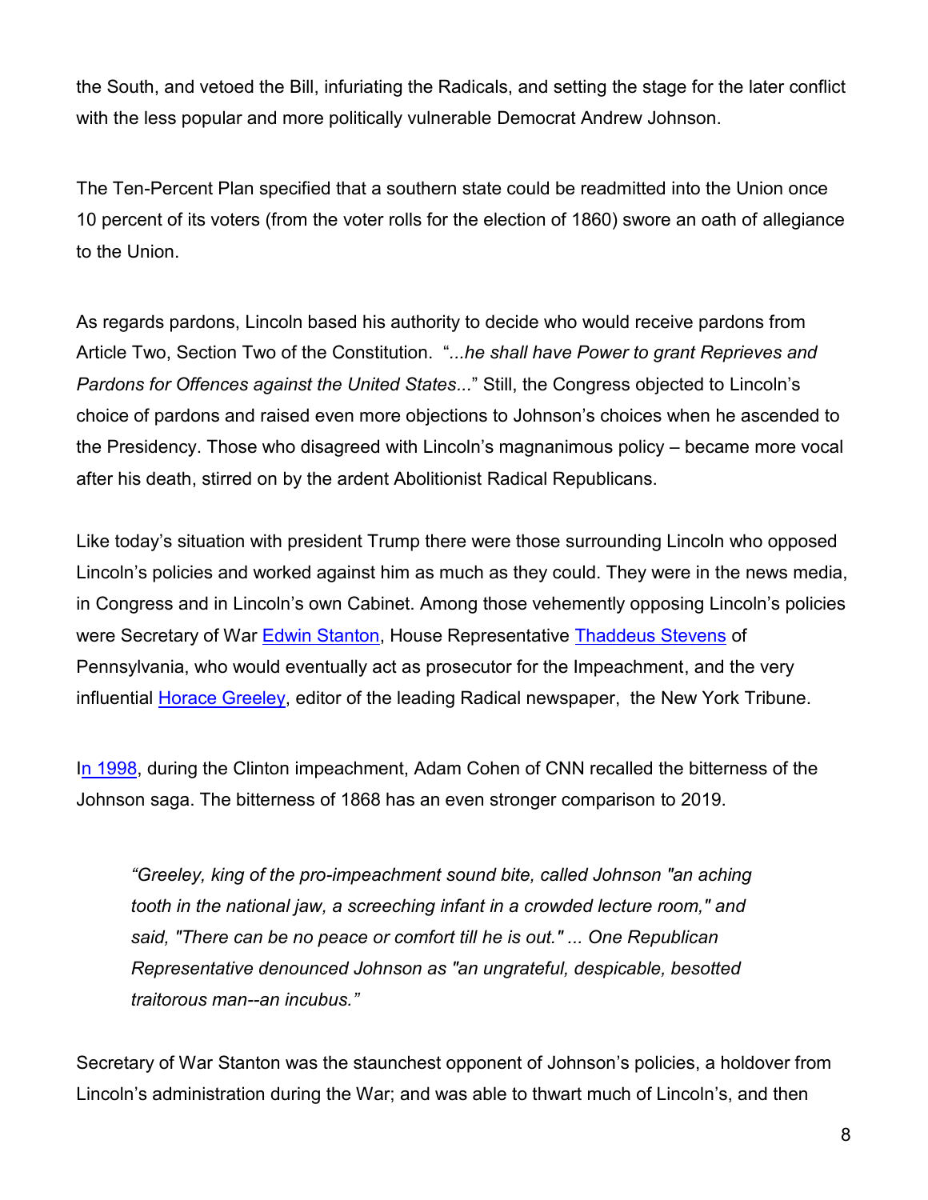the South, and vetoed the Bill, infuriating the Radicals, and setting the stage for the later conflict with the less popular and more politically vulnerable Democrat Andrew Johnson.

The Ten-Percent Plan specified that a southern state could be readmitted into the Union once 10 percent of its voters (from the voter rolls for the election of 1860) swore an oath of allegiance to the Union.

As regards pardons, Lincoln based his authority to decide who would receive pardons from Article Two, Section Two of the Constitution. "*...he shall have Power to grant Reprieves and Pardons for Offences against the United States...*" Still, the Congress objected to Lincoln's choice of pardons and raised even more objections to Johnson's choices when he ascended to the Presidency. Those who disagreed with Lincoln's magnanimous policy – became more vocal after his death, stirred on by the ardent Abolitionist Radical Republicans.

Like today's situation with president Trump there were those surrounding Lincoln who opposed Lincoln's policies and worked against him as much as they could. They were in the news media, in Congress and in Lincoln's own Cabinet. Among those vehemently opposing Lincoln's policies were Secretary of War Edwin Stanton, House Representative Thaddeus Stevens of Pennsylvania, who would eventually act as prosecutor for the Impeachment, and the very influential Horace Greeley, editor of the leading Radical newspaper, the New York Tribune.

In 1998, during the Clinton impeachment, Adam Cohen of CNN recalled the bitterness of the Johnson saga. The bitterness of 1868 has an even stronger comparison to 2019.

> *"Greeley, king of the pro-impeachment sound bite, called Johnson "an aching tooth in the national jaw, a screeching infant in a crowded lecture room," and said, "There can be no peace or comfort till he is out." ... One Republican Representative denounced Johnson as "an ungrateful, despicable, besotted traitorous man--an incubus."*

Secretary of War Stanton was the staunchest opponent of Johnson's policies, a holdover from Lincoln's administration during the War; and was able to thwart much of Lincoln's, and then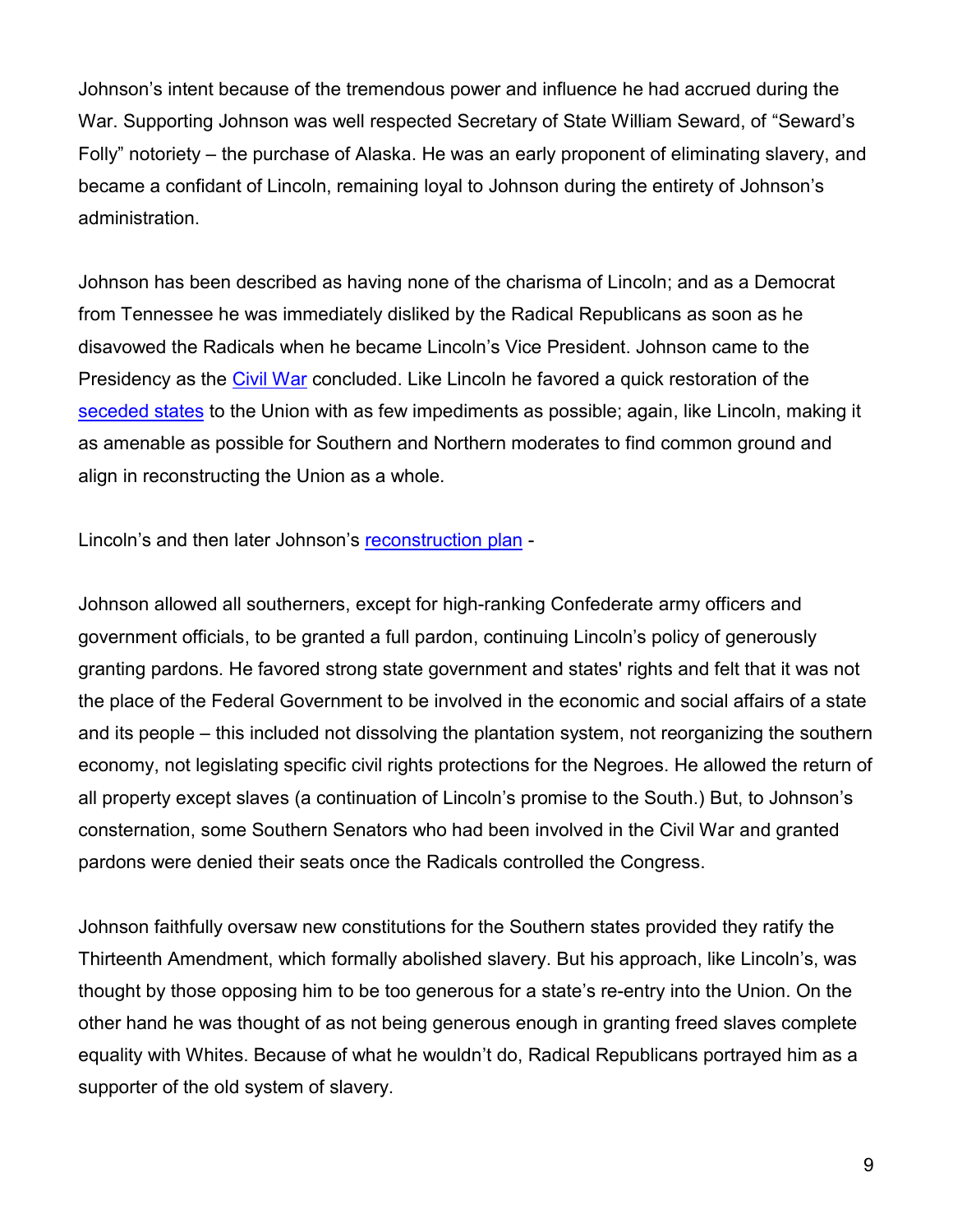Johnson's intent because of the tremendous power and influence he had accrued during the War. Supporting Johnson was well respected Secretary of State William Seward, of "Seward's Folly" notoriety – the purchase of Alaska. He was an early proponent of eliminating slavery, and became a confidant of Lincoln, remaining loyal to Johnson during the entirety of Johnson's administration.

Johnson has been described as having none of the charisma of Lincoln; and as a Democrat from Tennessee he was immediately disliked by the Radical Republicans as soon as he disavowed the Radicals when he became Lincoln's Vice President. Johnson came to the Presidency as the Civil War concluded. Like Lincoln he favored a quick restoration of the seceded states to the Union with as few impediments as possible; again, like Lincoln, making it as amenable as possible for Southern and Northern moderates to find common ground and align in reconstructing the Union as a whole.

Lincoln's and then later Johnson's reconstruction plan -

Johnson allowed all southerners, except for high-ranking Confederate army officers and government officials, to be granted a full pardon, continuing Lincoln's policy of generously granting pardons. He favored strong state government and states' rights and felt that it was not the place of the Federal Government to be involved in the economic and social affairs of a state and its people – this included not dissolving the plantation system, not reorganizing the southern economy, not legislating specific civil rights protections for the Negroes. He allowed the return of all property except slaves (a continuation of Lincoln's promise to the South.) But, to Johnson's consternation, some Southern Senators who had been involved in the Civil War and granted pardons were denied their seats once the Radicals controlled the Congress.

Johnson faithfully oversaw new constitutions for the Southern states provided they ratify the Thirteenth Amendment, which formally abolished slavery. But his approach, like Lincoln's, was thought by those opposing him to be too generous for a state's re-entry into the Union. On the other hand he was thought of as not being generous enough in granting freed slaves complete equality with Whites. Because of what he wouldn't do, Radical Republicans portrayed him as a supporter of the old system of slavery.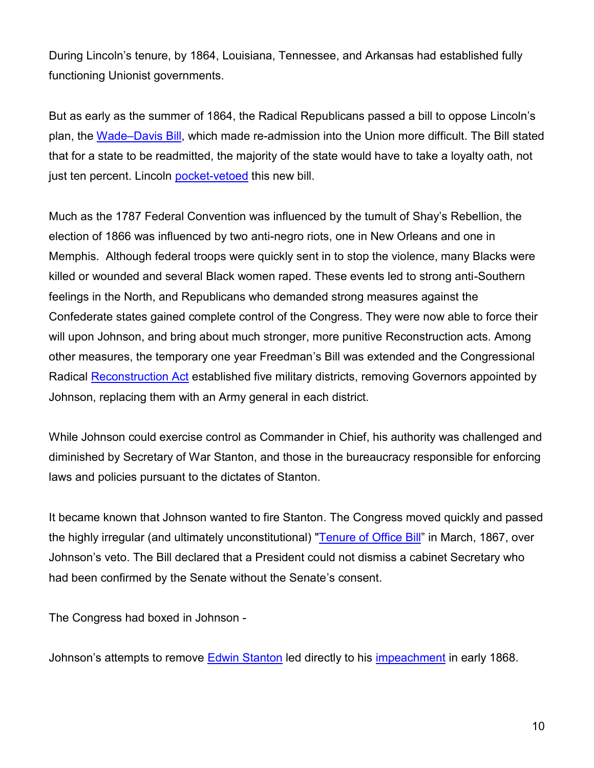During Lincoln's tenure, by 1864, Louisiana, Tennessee, and Arkansas had established fully functioning Unionist governments.

But as early as the summer of 1864, the Radical Republicans passed a bill to oppose Lincoln's plan, the Wade–Davis Bill, which made re-admission into the Union more difficult. The Bill stated that for a state to be readmitted, the majority of the state would have to take a loyalty oath, not just ten percent. Lincoln pocket-vetoed this new bill.

Much as the 1787 Federal Convention was influenced by the tumult of Shay's Rebellion, the election of 1866 was influenced by two anti-negro riots, one in New Orleans and one in Memphis. Although federal troops were quickly sent in to stop the violence, many Blacks were killed or wounded and several Black women raped. These events led to strong anti-Southern feelings in the North, and Republicans who demanded strong measures against the Confederate states gained complete control of the Congress. They were now able to force their will upon Johnson, and bring about much stronger, more punitive Reconstruction acts. Among other measures, the temporary one year Freedman's Bill was extended and the Congressional Radical Reconstruction Act established five military districts, removing Governors appointed by Johnson, replacing them with an Army general in each district.

While Johnson could exercise control as Commander in Chief, his authority was challenged and diminished by Secretary of War Stanton, and those in the bureaucracy responsible for enforcing laws and policies pursuant to the dictates of Stanton.

It became known that Johnson wanted to fire Stanton. The Congress moved quickly and passed the highly irregular (and ultimately unconstitutional) "Tenure of Office Bill" in March, 1867, over Johnson's veto. The Bill declared that a President could not dismiss a cabinet Secretary who had been confirmed by the Senate without the Senate's consent.

The Congress had boxed in Johnson -

Johnson's attempts to remove Edwin Stanton led directly to his impeachment in early 1868.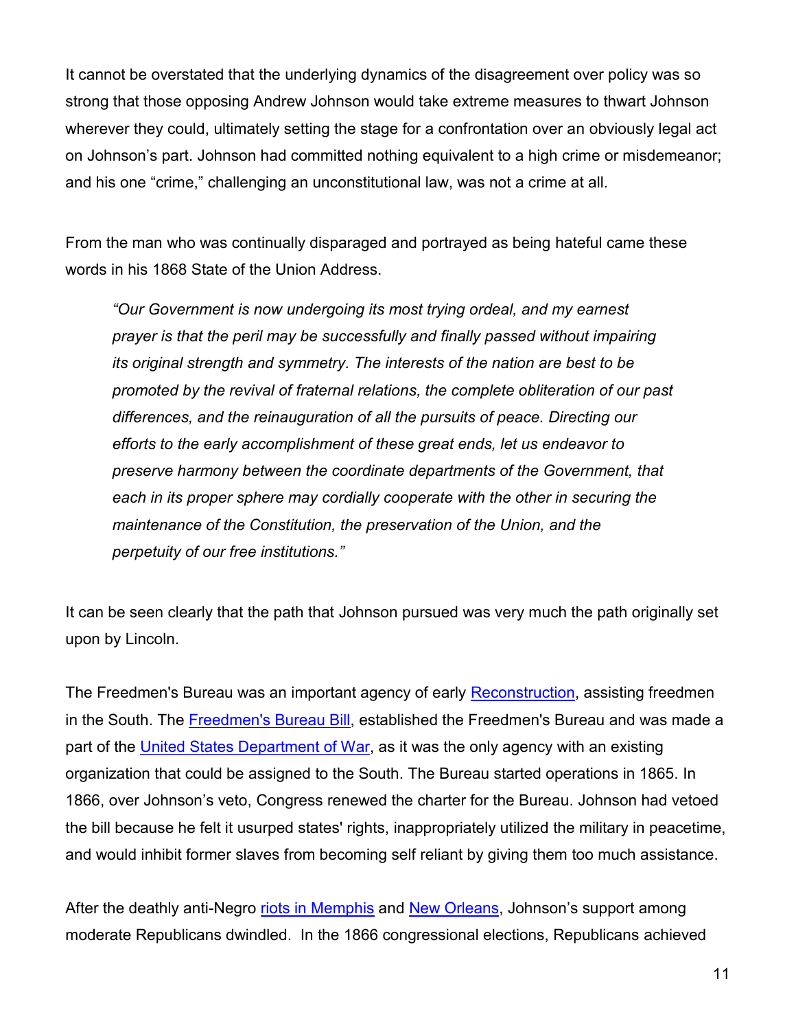It cannot be overstated that the underlying dynamics of the disagreement over policy was so strong that those opposing Andrew Johnson would take extreme measures to thwart Johnson wherever they could, ultimately setting the stage for a confrontation over an obviously legal act on Johnson's part. Johnson had committed nothing equivalent to a high crime or misdemeanor; and his one "crime," challenging an unconstitutional law, was not a crime at all.

From the man who was continually disparaged and portrayed as being hateful came these words in his 1868 State of the Union Address.

> *"Our Government is now undergoing its most trying ordeal, and my earnest prayer is that the peril may be successfully and finally passed without impairing its original strength and symmetry. The interests of the nation are best to be promoted by the revival of fraternal relations, the complete obliteration of our past differences, and the reinauguration of all the pursuits of peace. Directing our efforts to the early accomplishment of these great ends, let us endeavor to preserve harmony between the coordinate departments of the Government, that each in its proper sphere may cordially cooperate with the other in securing the maintenance of the Constitution, the preservation of the Union, and the perpetuity of our free institutions."*

It can be seen clearly that the path that Johnson pursued was very much the path originally set upon by Lincoln.

The Freedmen's Bureau was an important agency of early Reconstruction, assisting freedmen in the South. The Freedmen's Bureau Bill, established the Freedmen's Bureau and was made a part of the United States Department of War, as it was the only agency with an existing organization that could be assigned to the South. The Bureau started operations in 1865. In 1866, over Johnson's veto, Congress renewed the charter for the Bureau. Johnson had vetoed the bill because he felt it usurped states' rights, inappropriately utilized the military in peacetime, and would inhibit former slaves from becoming self reliant by giving them too much assistance.

After the deathly anti-Negro riots in Memphis and New Orleans, Johnson's support among moderate Republicans dwindled. In the 1866 congressional elections, Republicans achieved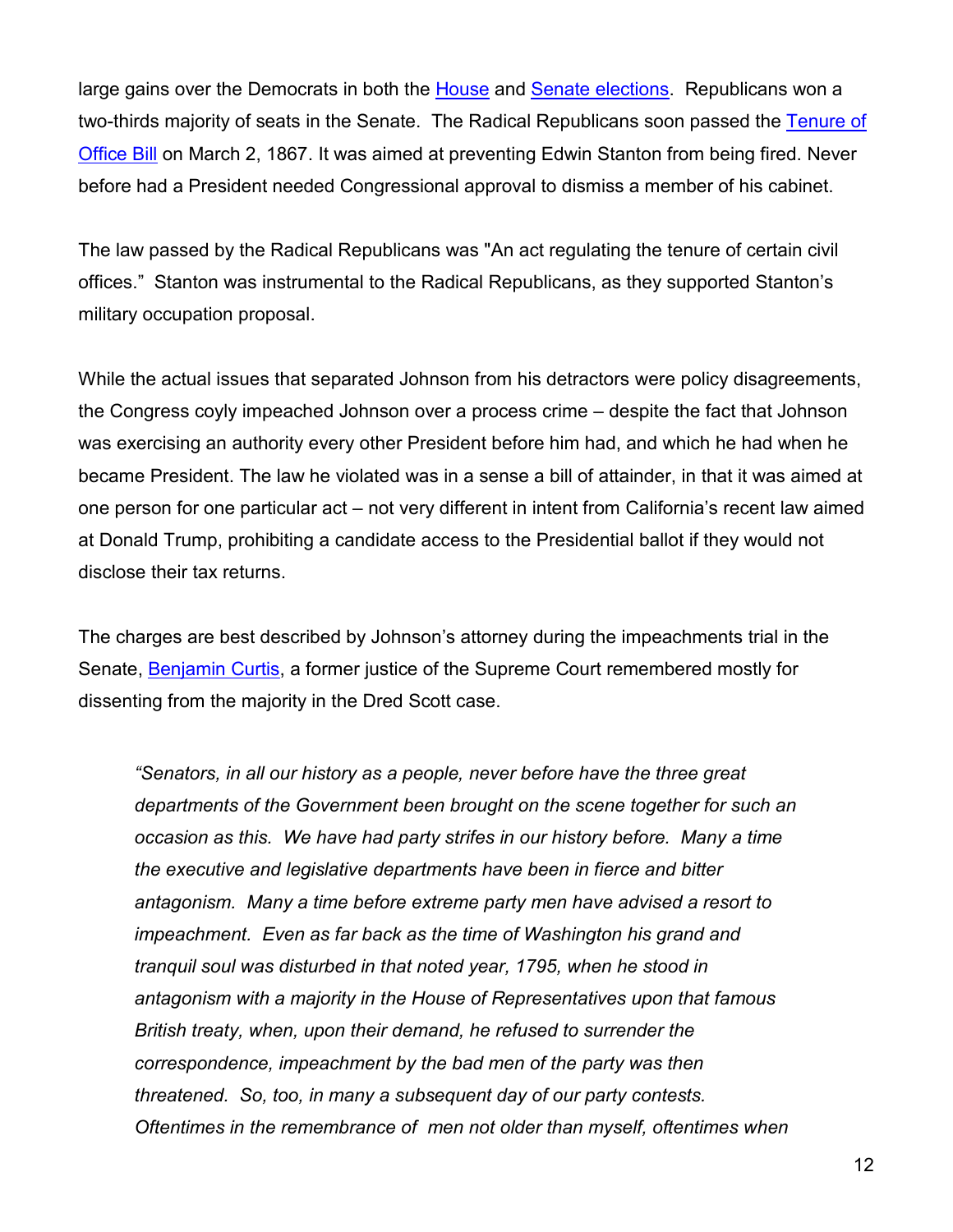large gains over the Democrats in both the House and Senate elections. Republicans won a two-thirds majority of seats in the Senate. The Radical Republicans soon passed the Tenure of Office Bill on March 2, 1867. It was aimed at preventing Edwin Stanton from being fired. Never before had a President needed Congressional approval to dismiss a member of his cabinet.

The law passed by the Radical Republicans was "An act regulating the tenure of certain civil offices." Stanton was instrumental to the Radical Republicans, as they supported Stanton's military occupation proposal.

While the actual issues that separated Johnson from his detractors were policy disagreements, the Congress coyly impeached Johnson over a process crime – despite the fact that Johnson was exercising an authority every other President before him had, and which he had when he became President. The law he violated was in a sense a bill of attainder, in that it was aimed at one person for one particular act – not very different in intent from California's recent law aimed at Donald Trump, prohibiting a candidate access to the Presidential ballot if they would not disclose their tax returns.

The charges are best described by Johnson's attorney during the impeachments trial in the Senate, Benjamin Curtis, a former justice of the Supreme Court remembered mostly for dissenting from the majority in the Dred Scott case.

> *"Senators, in all our history as a people, never before have the three great departments of the Government been brought on the scene together for such an occasion as this. We have had party strifes in our history before. Many a time the executive and legislative departments have been in fierce and bitter antagonism. Many a time before extreme party men have advised a resort to impeachment. Even as far back as the time of Washington his grand and tranquil soul was disturbed in that noted year, 1795, when he stood in antagonism with a majority in the House of Representatives upon that famous British treaty, when, upon their demand, he refused to surrender the correspondence, impeachment by the bad men of the party was then threatened. So, too, in many a subsequent day of our party contests. Oftentimes in the remembrance of men not older than myself, oftentimes when*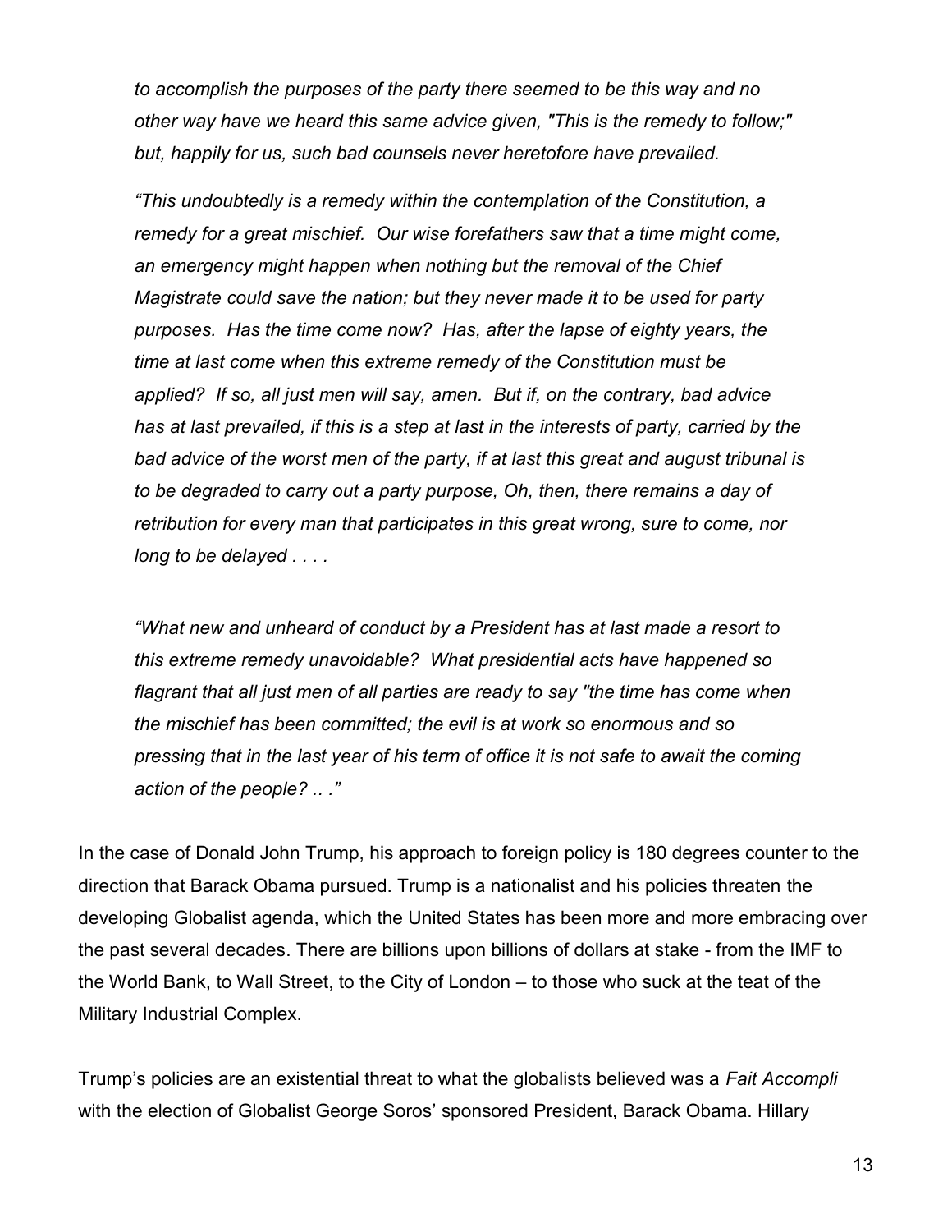*to accomplish the purposes of the party there seemed to be this way and no other way have we heard this same advice given, "This is the remedy to follow;" but, happily for us, such bad counsels never heretofore have prevailed.*

*"This undoubtedly is a remedy within the contemplation of the Constitution, a remedy for a great mischief. Our wise forefathers saw that a time might come, an emergency might happen when nothing but the removal of the Chief Magistrate could save the nation; but they never made it to be used for party purposes. Has the time come now? Has, after the lapse of eighty years, the time at last come when this extreme remedy of the Constitution must be applied? If so, all just men will say, amen. But if, on the contrary, bad advice has at last prevailed, if this is a step at last in the interests of party, carried by the bad advice of the worst men of the party, if at last this great and august tribunal is to be degraded to carry out a party purpose, Oh, then, there remains a day of retribution for every man that participates in this great wrong, sure to come, nor long to be delayed . . . .*

*"What new and unheard of conduct by a President has at last made a resort to this extreme remedy unavoidable? What presidential acts have happened so flagrant that all just men of all parties are ready to say "the time has come when the mischief has been committed; the evil is at work so enormous and so pressing that in the last year of his term of office it is not safe to await the coming action of the people? .. ."*

In the case of Donald John Trump, his approach to foreign policy is 180 degrees counter to the direction that Barack Obama pursued. Trump is a nationalist and his policies threaten the developing Globalist agenda, which the United States has been more and more embracing over the past several decades. There are billions upon billions of dollars at stake - from the IMF to the World Bank, to Wall Street, to the City of London – to those who suck at the teat of the Military Industrial Complex.

Trump's policies are an existential threat to what the globalists believed was a *Fait Accompli* with the election of Globalist George Soros' sponsored President, Barack Obama. Hillary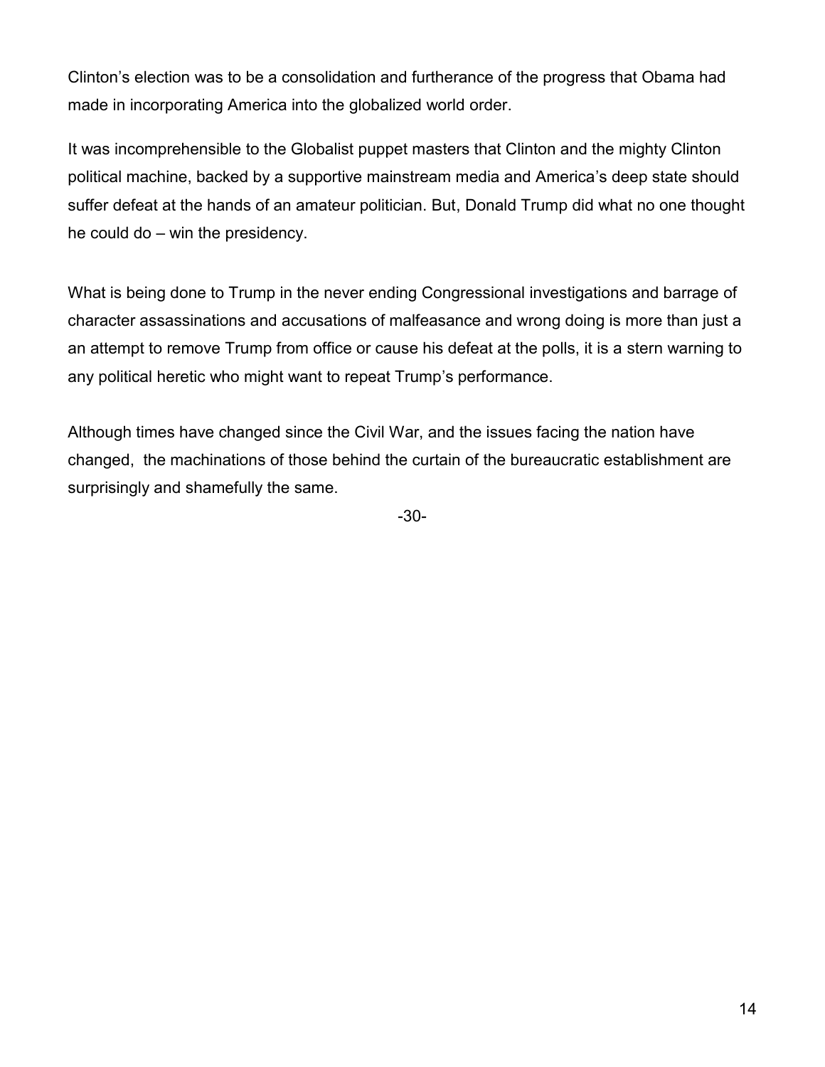Clinton's election was to be a consolidation and furtherance of the progress that Obama had made in incorporating America into the globalized world order.

It was incomprehensible to the Globalist puppet masters that Clinton and the mighty Clinton political machine, backed by a supportive mainstream media and America's deep state should suffer defeat at the hands of an amateur politician. But, Donald Trump did what no one thought he could do – win the presidency.

What is being done to Trump in the never ending Congressional investigations and barrage of character assassinations and accusations of malfeasance and wrong doing is more than just a an attempt to remove Trump from office or cause his defeat at the polls, it is a stern warning to any political heretic who might want to repeat Trump's performance.

Although times have changed since the Civil War, and the issues facing the nation have changed, the machinations of those behind the curtain of the bureaucratic establishment are surprisingly and shamefully the same.

-30-